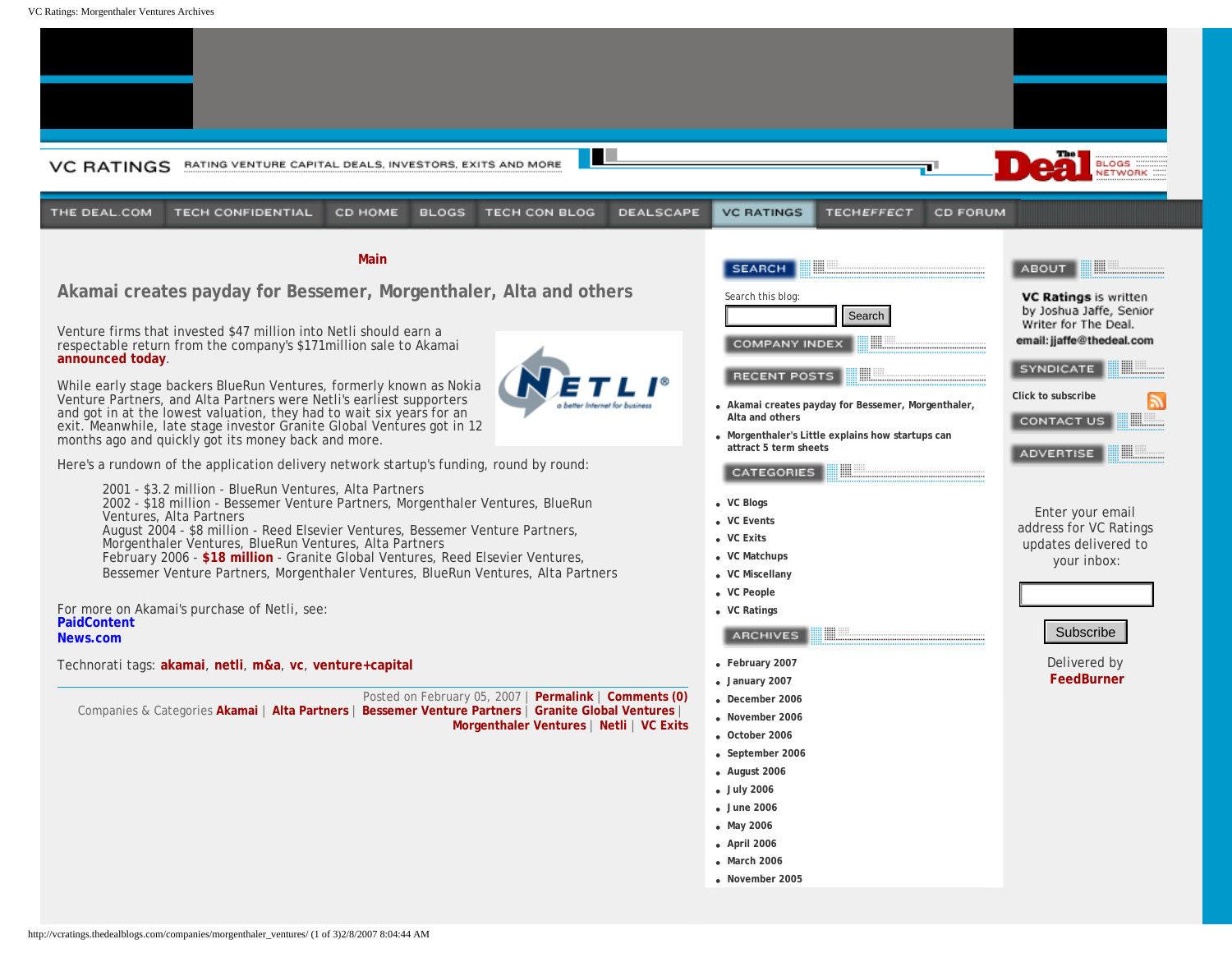VC RATINGS RATING VENTURE CAPITAL DEALS, INVESTORS, EXITS AND MORE

THE DEAL.COM | TECH CONFIDENTIAL | CD HOME | BLOGS | TECH CON BLOG | DEALSCAPE | VC RATINGS | TECHEFFECT | CD FORUM

**Main**

## Akamai creates payday for Bessemer, Morgenthaler, Alta and others

Venture firms that invested $47 million into Netli should earn a respectable return from the company's $171million sale to Akamai **announced today**.

While early stage backers BlueRun Ventures, formerly known as Nokia Venture Partners, and Alta Partners were Netli's earliest supporters and got in at the lowest valuation, they had to wait six years for an exit. Meanwhile, late stage investor Granite Global Ventures got in 12 months ago and quickly got its money back and more.

Here's a rundown of the application delivery network startup's funding, round by round:

> 2001 - $3.2 million - BlueRun Ventures, Alta Partners
> 2002 - $18 million - Bessemer Venture Partners, Morgenthaler Ventures, BlueRun Ventures, Alta Partners
> August 2004 - $8 million - Reed Elsevier Ventures, Bessemer Venture Partners, Morgenthaler Ventures, BlueRun Ventures, Alta Partners
> February 2006 - **$18 million** - Granite Global Ventures, Reed Elsevier Ventures, Bessemer Venture Partners, Morgenthaler Ventures, BlueRun Ventures, Alta Partners

For more on Akamai's purchase of Netli, see:
**PaidContent**
**News.com**

Technorati tags: **akamai**, **netli**, **m&a**, **vc**, **venture+capital**

Posted on February 05, 2007 | **Permalink** | **Comments (0)**
Companies & Categories **Akamai** | **Alta Partners** | **Bessemer Venture Partners** | **Granite Global Ventures** | **Morgenthaler Ventures** | **Netli** | **VC Exits**

SEARCH

Search this blog:

Search

COMPANY INDEX

RECENT POSTS

- Akamai creates payday for Bessemer, Morgenthaler, Alta and others
- Morgenthaler's Little explains how startups can attract 5 term sheets

CATEGORIES

- VC Blogs
- VC Events
- VC Exits
- VC Matchups
- VC Miscellany
- VC People
- VC Ratings

ARCHIVES

- February 2007
- January 2007
- December 2006
- November 2006
- October 2006
- September 2006
- August 2006
- July 2006
- June 2006
- May 2006
- April 2006
- March 2006
- November 2005

ABOUT

**VC Ratings** is written by Joshua Jaffe, Senior Writer for The Deal.
**email: jjaffe@thedeal.com**

SYNDICATE

**Click to subscribe**

CONTACT US

ADVERTISE

Enter your email address for VC Ratings updates delivered to your inbox:

Subscribe

Delivered by **FeedBurner**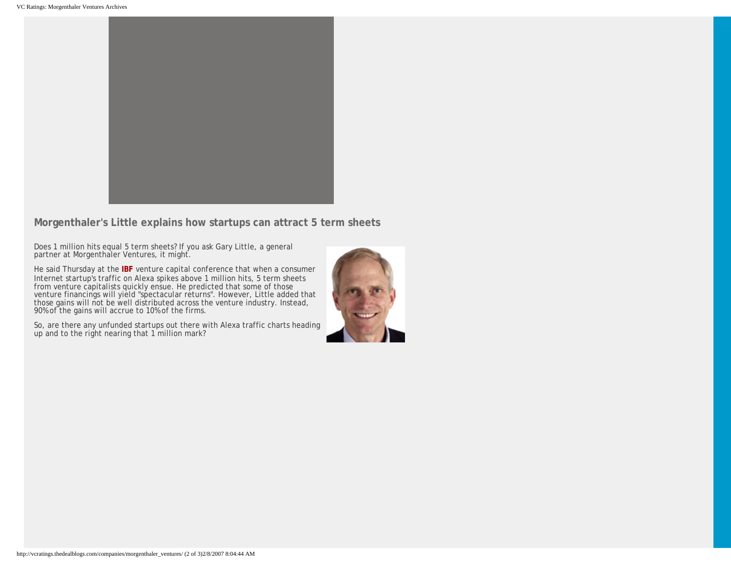## Morgenthaler's Little explains how startups can attract 5 term sheets

Does 1 million hits equal 5 term sheets? If you ask Gary Little, a general partner at Morgenthaler Ventures, it might.

He said Thursday at the **IBF** venture capital conference that when a consumer Internet startup's traffic on Alexa spikes above 1 million hits, 5 term sheets from venture capitalists quickly ensue. He predicted that some of those venture financings will yield "spectacular returns". However, Little added that those gains will not be well distributed across the venture industry. Instead, 90% of the gains will accrue to 10% of the firms.

So, are there any unfunded startups out there with Alexa traffic charts heading up and to the right nearing that 1 million mark?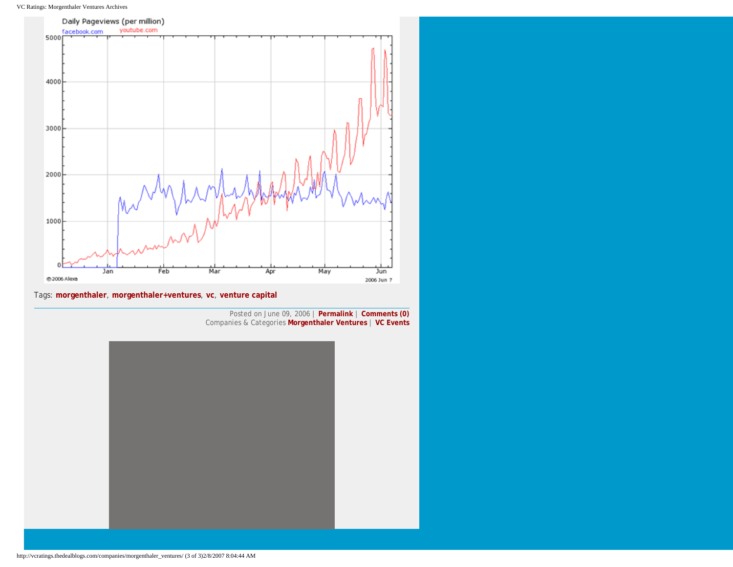Daily Pageviews (per million)

facebook.com

youtube.com

5000

4000

3000

2000

1000

0

Jan

Feb

Mar

Apr

May

Jun

© 2006 Alexa

2006 Jun 7

Tags: **morgenthaler**, **morgenthaler+ventures**, **vc**, **venture capital**

Posted on June 09, 2006 | **Permalink** | **Comments (0)**
Companies & Categories **Morgenthaler Ventures** | **VC Events**